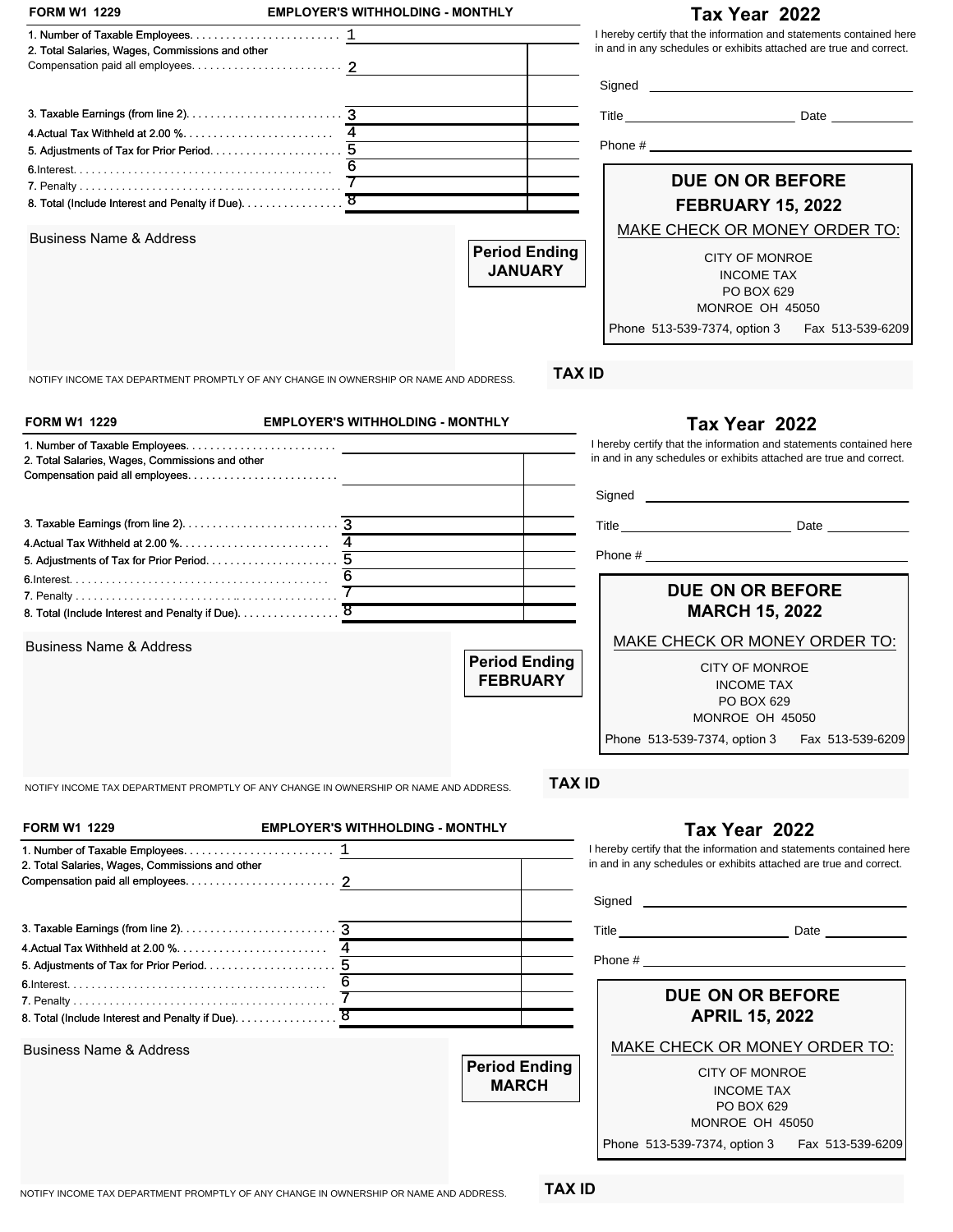**FORM W1 1229** **EMPLOYER'S WITHHOLDING - MONTHLY**

## Tax Year 2022

| | | |
|---|---|---|
| 1. Number of Taxable Employees. . . . . . . . . . . . . . . . . . . . . . . . | 1 | |
| 2. Total Salaries, Wages, Commissions and other Compensation paid all employees. . . . . . . . . . . . . . . . . . . . . . . . | 2 | |
| 3. Taxable Earnings (from line 2). . . . . . . . . . . . . . . . . . . . . . . . . | 3 | |
| 4.Actual Tax Withheld at 2.00 %. . . . . . . . . . . . . . . . . . . . . . . . | 4 | |
| 5. Adjustments of Tax for Prior Period. . . . . . . . . . . . . . . . . . . . . | 5 | |
| 6.Interest. . . . . . . . . . . . . . . . . . . . . . . . . . . . . . . . . . . . . . . . . | 6 | |
| 7. Penalty . . . . . . . . . . . . . . . . . . . . . . . . . . . . . . . . . . . . . . . . | 7 | |
| 8. Total (Include Interest and Penalty if Due). . . . . . . . . . . . . . . . | 8 | |

I hereby certify that the information and statements contained here in and in any schedules or exhibits attached are true and correct.

Signed ____________________

Title ____________________ Date __________

Phone # ____________________

**DUE ON OR BEFORE FEBRUARY 15, 2022**

MAKE CHECK OR MONEY ORDER TO:

CITY OF MONROE
INCOME TAX
PO BOX 629
MONROE OH 45050

Phone 513-539-7374, option 3 Fax 513-539-6209

Business Name & Address

**Period Ending JANUARY**

NOTIFY INCOME TAX DEPARTMENT PROMPTLY OF ANY CHANGE IN OWNERSHIP OR NAME AND ADDRESS.

**TAX ID**

---

**FORM W1 1229** **EMPLOYER'S WITHHOLDING - MONTHLY**

## Tax Year 2022

| | | |
|---|---|---|
| 1. Number of Taxable Employees. . . . . . . . . . . . . . . . . . . . . . . . | | |
| 2. Total Salaries, Wages, Commissions and other Compensation paid all employees. . . . . . . . . . . . . . . . . . . . . . . . | | |
| 3. Taxable Earnings (from line 2). . . . . . . . . . . . . . . . . . . . . . . . . | 3 | |
| 4.Actual Tax Withheld at 2.00 %. . . . . . . . . . . . . . . . . . . . . . . . | 4 | |
| 5. Adjustments of Tax for Prior Period. . . . . . . . . . . . . . . . . . . . . | 5 | |
| 6.Interest. . . . . . . . . . . . . . . . . . . . . . . . . . . . . . . . . . . . . . . . . | 6 | |
| 7. Penalty . . . . . . . . . . . . . . . . . . . . . . . . . . . . . . . . . . . . . . . . | 7 | |
| 8. Total (Include Interest and Penalty if Due). . . . . . . . . . . . . . . . | 8 | |

I hereby certify that the information and statements contained here in and in any schedules or exhibits attached are true and correct.

Signed ____________________

Title ____________________ Date __________

Phone # ____________________

**DUE ON OR BEFORE MARCH 15, 2022**

MAKE CHECK OR MONEY ORDER TO:

CITY OF MONROE
INCOME TAX
PO BOX 629
MONROE OH 45050

Phone 513-539-7374, option 3 Fax 513-539-6209

Business Name & Address

**Period Ending FEBRUARY**

NOTIFY INCOME TAX DEPARTMENT PROMPTLY OF ANY CHANGE IN OWNERSHIP OR NAME AND ADDRESS.

**TAX ID**

---

**FORM W1 1229** **EMPLOYER'S WITHHOLDING - MONTHLY**

## Tax Year 2022

| | | |
|---|---|---|
| 1. Number of Taxable Employees. . . . . . . . . . . . . . . . . . . . . . . . | 1 | |
| 2. Total Salaries, Wages, Commissions and other Compensation paid all employees. . . . . . . . . . . . . . . . . . . . . . . . | 2 | |
| 3. Taxable Earnings (from line 2). . . . . . . . . . . . . . . . . . . . . . . . . | 3 | |
| 4.Actual Tax Withheld at 2.00 %. . . . . . . . . . . . . . . . . . . . . . . . | 4 | |
| 5. Adjustments of Tax for Prior Period. . . . . . . . . . . . . . . . . . . . . | 5 | |
| 6.Interest. . . . . . . . . . . . . . . . . . . . . . . . . . . . . . . . . . . . . . . . . | 6 | |
| 7. Penalty . . . . . . . . . . . . . . . . . . . . . . . . . . . . . . . . . . . . . . . . | 7 | |
| 8. Total (Include Interest and Penalty if Due). . . . . . . . . . . . . . . . | 8 | |

I hereby certify that the information and statements contained here in and in any schedules or exhibits attached are true and correct.

Signed ____________________

Title ____________________ Date __________

Phone # ____________________

**DUE ON OR BEFORE APRIL 15, 2022**

MAKE CHECK OR MONEY ORDER TO:

CITY OF MONROE
INCOME TAX
PO BOX 629
MONROE OH 45050

Phone 513-539-7374, option 3 Fax 513-539-6209

Business Name & Address

**Period Ending MARCH**

NOTIFY INCOME TAX DEPARTMENT PROMPTLY OF ANY CHANGE IN OWNERSHIP OR NAME AND ADDRESS.

**TAX ID**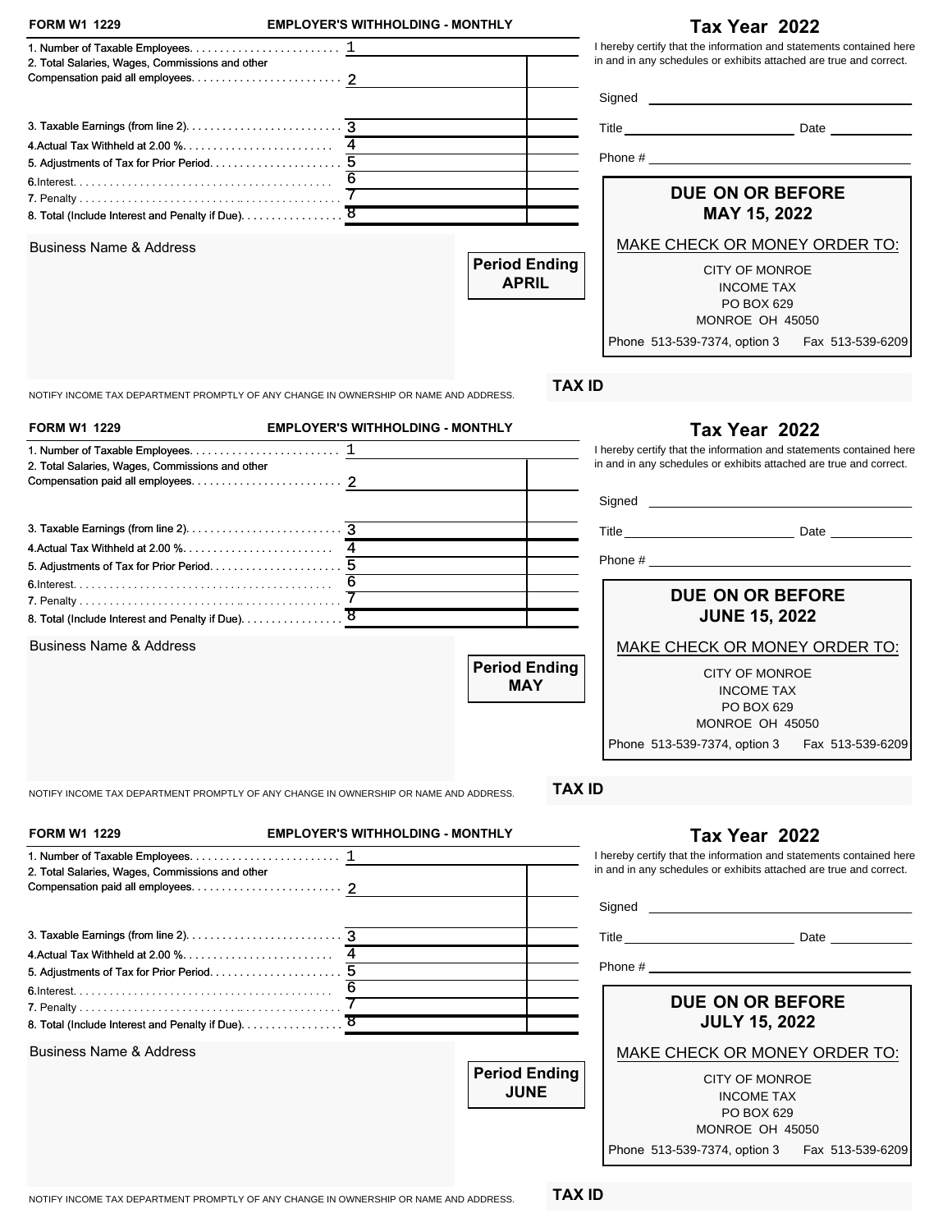**FORM W1 1229** **EMPLOYER'S WITHHOLDING - MONTHLY**

## Tax Year 2022

| | | | |
|---|---|---|---|
| 1. Number of Taxable Employees. . . . . . . . . . . . . . . . . . . . . . . . | 1 | | |
| 2. Total Salaries, Wages, Commissions and other Compensation paid all employees. . . . . . . . . . . . . . . . . . . . . . . . | 2 | | |
| | | | |
| 3. Taxable Earnings (from line 2). . . . . . . . . . . . . . . . . . . . . . . . | 3 | | |
| 4.Actual Tax Withheld at 2.00 %. . . . . . . . . . . . . . . . . . . . . . . . | 4 | | |
| 5. Adjustments of Tax for Prior Period. . . . . . . . . . . . . . . . . . . . . | 5 | | |
| 6.Interest. . . . . . . . . . . . . . . . . . . . . . . . . . . . . . . . . . . . . . . . | 6 | | |
| 7. Penalty . . . . . . . . . . . . . . . . . . . . . . . . . . . . . . . . . . . . . . . | 7 | | |
| 8. Total (Include Interest and Penalty if Due). . . . . . . . . . . . . . . . | 8 | | |

I hereby certify that the information and statements contained here in and in any schedules or exhibits attached are true and correct.

Signed ______________________

Title ______________________ Date ____________

Phone # ______________________

**DUE ON OR BEFORE MAY 15, 2022**

MAKE CHECK OR MONEY ORDER TO:

CITY OF MONROE
INCOME TAX
PO BOX 629
MONROE OH 45050

Phone 513-539-7374, option 3 Fax 513-539-6209

Business Name & Address

**Period Ending APRIL**

**TAX ID**

NOTIFY INCOME TAX DEPARTMENT PROMPTLY OF ANY CHANGE IN OWNERSHIP OR NAME AND ADDRESS.

---

**FORM W1 1229** **EMPLOYER'S WITHHOLDING - MONTHLY**

## Tax Year 2022

| | | | |
|---|---|---|---|
| 1. Number of Taxable Employees. . . . . . . . . . . . . . . . . . . . . . . . | 1 | | |
| 2. Total Salaries, Wages, Commissions and other Compensation paid all employees. . . . . . . . . . . . . . . . . . . . . . . . | 2 | | |
| | | | |
| 3. Taxable Earnings (from line 2). . . . . . . . . . . . . . . . . . . . . . . . | 3 | | |
| 4.Actual Tax Withheld at 2.00 %. . . . . . . . . . . . . . . . . . . . . . . . | 4 | | |
| 5. Adjustments of Tax for Prior Period. . . . . . . . . . . . . . . . . . . . . | 5 | | |
| 6.Interest. . . . . . . . . . . . . . . . . . . . . . . . . . . . . . . . . . . . . . . . | 6 | | |
| 7. Penalty . . . . . . . . . . . . . . . . . . . . . . . . . . . . . . . . . . . . . . . | 7 | | |
| 8. Total (Include Interest and Penalty if Due). . . . . . . . . . . . . . . . | 8 | | |

I hereby certify that the information and statements contained here in and in any schedules or exhibits attached are true and correct.

Signed ______________________

Title ______________________ Date ____________

Phone # ______________________

**DUE ON OR BEFORE JUNE 15, 2022**

MAKE CHECK OR MONEY ORDER TO:

CITY OF MONROE
INCOME TAX
PO BOX 629
MONROE OH 45050

Phone 513-539-7374, option 3 Fax 513-539-6209

Business Name & Address

**Period Ending MAY**

**TAX ID**

NOTIFY INCOME TAX DEPARTMENT PROMPTLY OF ANY CHANGE IN OWNERSHIP OR NAME AND ADDRESS.

---

**FORM W1 1229** **EMPLOYER'S WITHHOLDING - MONTHLY**

## Tax Year 2022

| | | | |
|---|---|---|---|
| 1. Number of Taxable Employees. . . . . . . . . . . . . . . . . . . . . . . . | 1 | | |
| 2. Total Salaries, Wages, Commissions and other Compensation paid all employees. . . . . . . . . . . . . . . . . . . . . . . . | 2 | | |
| | | | |
| 3. Taxable Earnings (from line 2). . . . . . . . . . . . . . . . . . . . . . . . | 3 | | |
| 4.Actual Tax Withheld at 2.00 %. . . . . . . . . . . . . . . . . . . . . . . . | 4 | | |
| 5. Adjustments of Tax for Prior Period. . . . . . . . . . . . . . . . . . . . . | 5 | | |
| 6.Interest. . . . . . . . . . . . . . . . . . . . . . . . . . . . . . . . . . . . . . . . | 6 | | |
| 7. Penalty . . . . . . . . . . . . . . . . . . . . . . . . . . . . . . . . . . . . . . . | 7 | | |
| 8. Total (Include Interest and Penalty if Due). . . . . . . . . . . . . . . . | 8 | | |

I hereby certify that the information and statements contained here in and in any schedules or exhibits attached are true and correct.

Signed ______________________

Title ______________________ Date ____________

Phone # ______________________

**DUE ON OR BEFORE JULY 15, 2022**

MAKE CHECK OR MONEY ORDER TO:

CITY OF MONROE
INCOME TAX
PO BOX 629
MONROE OH 45050

Phone 513-539-7374, option 3 Fax 513-539-6209

Business Name & Address

**Period Ending JUNE**

**TAX ID**

NOTIFY INCOME TAX DEPARTMENT PROMPTLY OF ANY CHANGE IN OWNERSHIP OR NAME AND ADDRESS.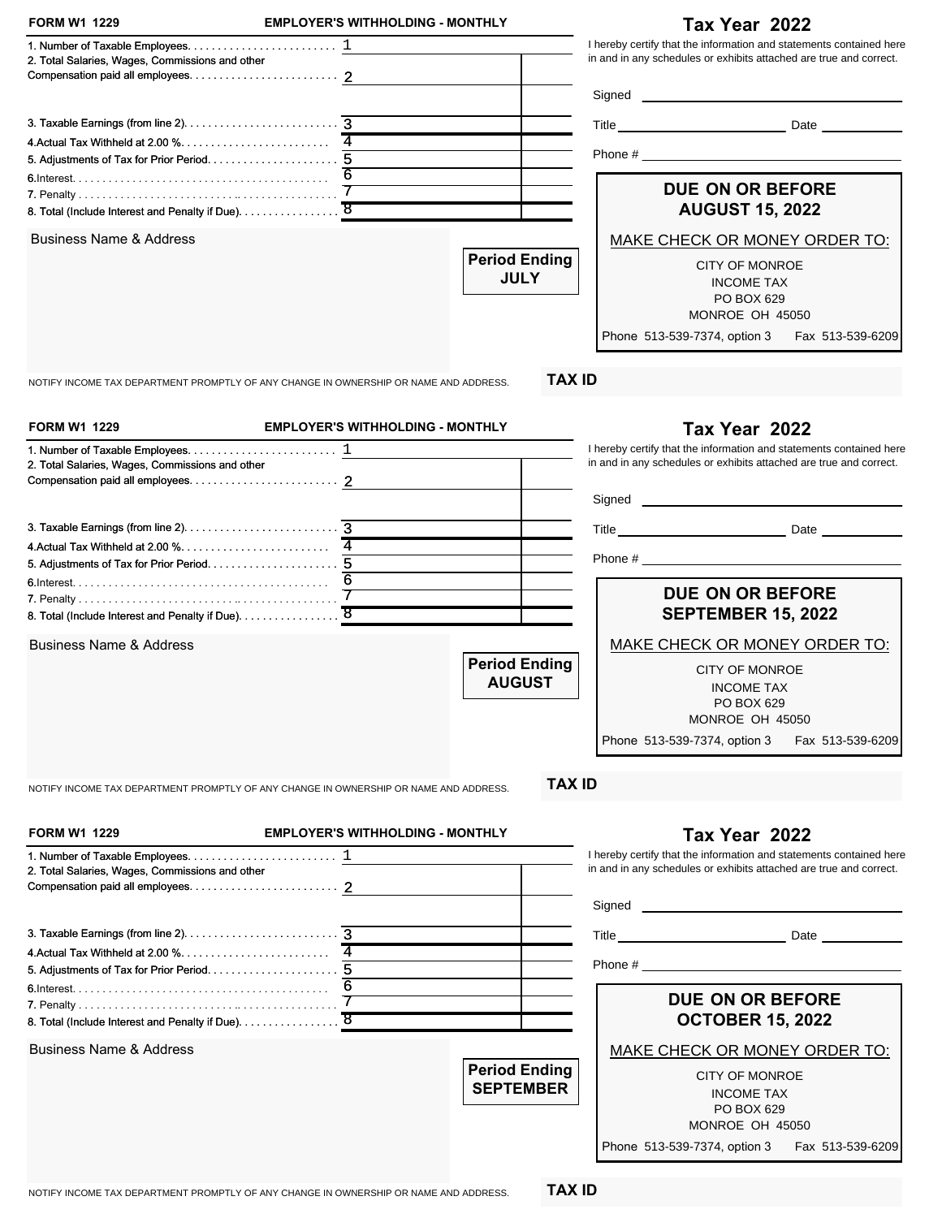**FORM W1 1229** **EMPLOYER'S WITHHOLDING - MONTHLY**

## Tax Year 2022

| Line | | | |
|---|---|---|---|
| 1. Number of Taxable Employees. . . . . . . . . . . . . . . . . . . . . . . . | 1 | | |
| 2. Total Salaries, Wages, Commissions and other Compensation paid all employees. . . . . . . . . . . . . . . . . . . . . . . . | 2 | | |
| 3. Taxable Earnings (from line 2). . . . . . . . . . . . . . . . . . . . . . . . . | 3 | | |
| 4.Actual Tax Withheld at 2.00 %. . . . . . . . . . . . . . . . . . . . . . . . . | 4 | | |
| 5. Adjustments of Tax for Prior Period. . . . . . . . . . . . . . . . . . . . . | 5 | | |
| 6.Interest. . . . . . . . . . . . . . . . . . . . . . . . . . . . . . . . . . . . . . . . . . | 6 | | |
| 7. Penalty . . . . . . . . . . . . . . . . . . . . . . . . . . . . . . . . . . . . . . . . . | 7 | | |
| 8. Total (Include Interest and Penalty if Due). . . . . . . . . . . . . . . . | 8 | | |

I hereby certify that the information and statements contained here in and in any schedules or exhibits attached are true and correct.

Signed ______________________

Title ______________________ Date __________

Phone # ______________________

**DUE ON OR BEFORE AUGUST 15, 2022**

MAKE CHECK OR MONEY ORDER TO:

CITY OF MONROE
INCOME TAX
PO BOX 629
MONROE OH 45050

Phone 513-539-7374, option 3 Fax 513-539-6209

Business Name & Address

**Period Ending JULY**

NOTIFY INCOME TAX DEPARTMENT PROMPTLY OF ANY CHANGE IN OWNERSHIP OR NAME AND ADDRESS.

**TAX ID**

---

**FORM W1 1229** **EMPLOYER'S WITHHOLDING - MONTHLY**

## Tax Year 2022

| Line | | | |
|---|---|---|---|
| 1. Number of Taxable Employees. . . . . . . . . . . . . . . . . . . . . . . . | 1 | | |
| 2. Total Salaries, Wages, Commissions and other Compensation paid all employees. . . . . . . . . . . . . . . . . . . . . . . . | 2 | | |
| 3. Taxable Earnings (from line 2). . . . . . . . . . . . . . . . . . . . . . . . . | 3 | | |
| 4.Actual Tax Withheld at 2.00 %. . . . . . . . . . . . . . . . . . . . . . . . . | 4 | | |
| 5. Adjustments of Tax for Prior Period. . . . . . . . . . . . . . . . . . . . . | 5 | | |
| 6.Interest. . . . . . . . . . . . . . . . . . . . . . . . . . . . . . . . . . . . . . . . . . | 6 | | |
| 7. Penalty . . . . . . . . . . . . . . . . . . . . . . . . . . . . . . . . . . . . . . . . . | 7 | | |
| 8. Total (Include Interest and Penalty if Due). . . . . . . . . . . . . . . . | 8 | | |

I hereby certify that the information and statements contained here in and in any schedules or exhibits attached are true and correct.

Signed ______________________

Title ______________________ Date __________

Phone # ______________________

**DUE ON OR BEFORE SEPTEMBER 15, 2022**

MAKE CHECK OR MONEY ORDER TO:

CITY OF MONROE
INCOME TAX
PO BOX 629
MONROE OH 45050

Phone 513-539-7374, option 3 Fax 513-539-6209

Business Name & Address

**Period Ending AUGUST**

NOTIFY INCOME TAX DEPARTMENT PROMPTLY OF ANY CHANGE IN OWNERSHIP OR NAME AND ADDRESS.

**TAX ID**

---

**FORM W1 1229** **EMPLOYER'S WITHHOLDING - MONTHLY**

## Tax Year 2022

| Line | | | |
|---|---|---|---|
| 1. Number of Taxable Employees. . . . . . . . . . . . . . . . . . . . . . . . | 1 | | |
| 2. Total Salaries, Wages, Commissions and other Compensation paid all employees. . . . . . . . . . . . . . . . . . . . . . . . | 2 | | |
| 3. Taxable Earnings (from line 2). . . . . . . . . . . . . . . . . . . . . . . . . | 3 | | |
| 4.Actual Tax Withheld at 2.00 %. . . . . . . . . . . . . . . . . . . . . . . . . | 4 | | |
| 5. Adjustments of Tax for Prior Period. . . . . . . . . . . . . . . . . . . . . | 5 | | |
| 6.Interest. . . . . . . . . . . . . . . . . . . . . . . . . . . . . . . . . . . . . . . . . . | 6 | | |
| 7. Penalty . . . . . . . . . . . . . . . . . . . . . . . . . . . . . . . . . . . . . . . . . | 7 | | |
| 8. Total (Include Interest and Penalty if Due). . . . . . . . . . . . . . . . | 8 | | |

I hereby certify that the information and statements contained here in and in any schedules or exhibits attached are true and correct.

Signed ______________________

Title ______________________ Date __________

Phone # ______________________

**DUE ON OR BEFORE OCTOBER 15, 2022**

MAKE CHECK OR MONEY ORDER TO:

CITY OF MONROE
INCOME TAX
PO BOX 629
MONROE OH 45050

Phone 513-539-7374, option 3 Fax 513-539-6209

Business Name & Address

**Period Ending SEPTEMBER**

NOTIFY INCOME TAX DEPARTMENT PROMPTLY OF ANY CHANGE IN OWNERSHIP OR NAME AND ADDRESS.

**TAX ID**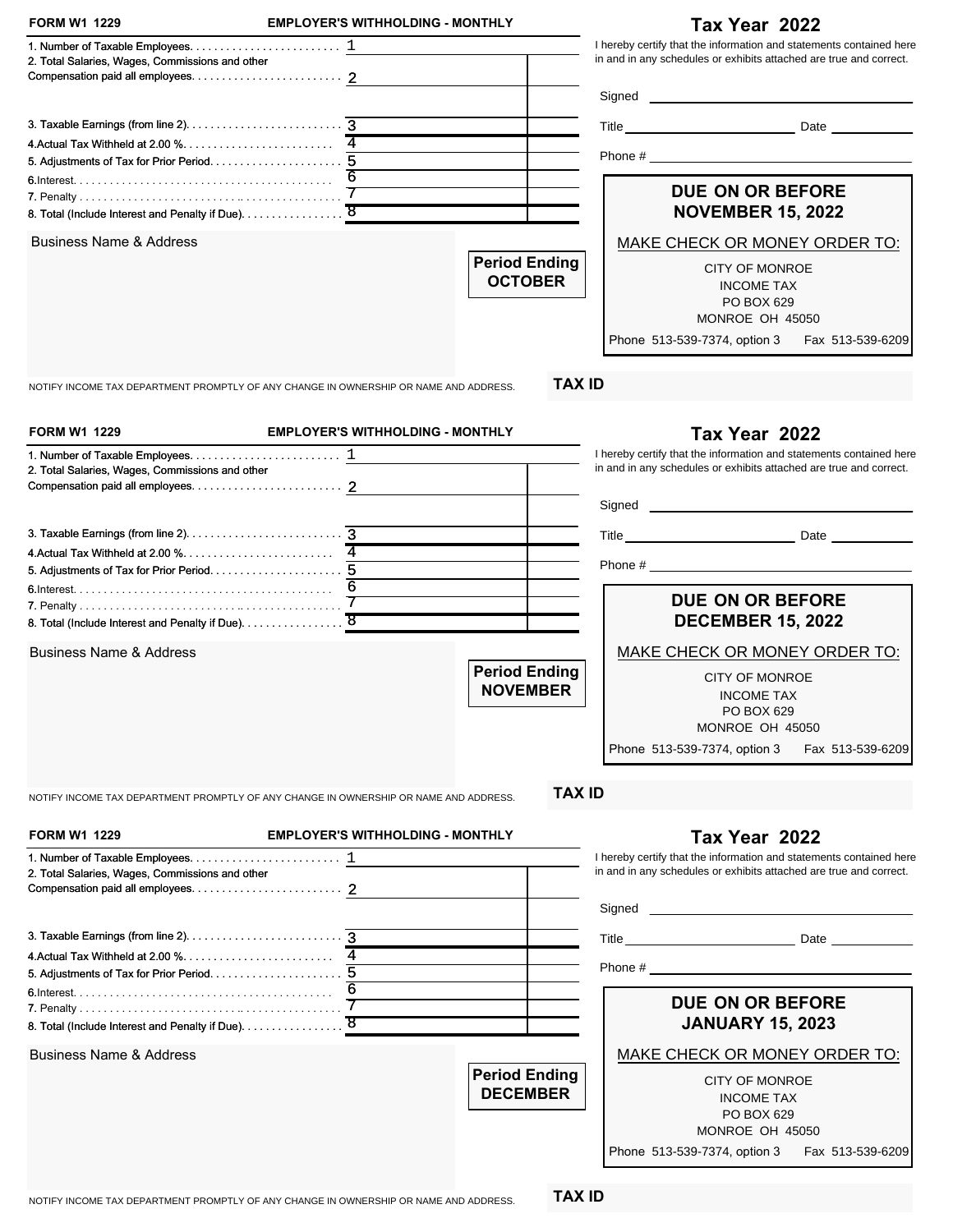**FORM W1 1229** **EMPLOYER'S WITHHOLDING - MONTHLY**

## Tax Year 2022

| | | |
|---|---|---|
| 1. Number of Taxable Employees. . . . . . . . . . . . . . . . . . . . . . . . | 1 | |
| 2. Total Salaries, Wages, Commissions and other Compensation paid all employees. . . . . . . . . . . . . . . . . . . . . . . . | 2 | |
| 3. Taxable Earnings (from line 2). . . . . . . . . . . . . . . . . . . . . . . . . | 3 | |
| 4.Actual Tax Withheld at 2.00 %. . . . . . . . . . . . . . . . . . . . . . . . | 4 | |
| 5. Adjustments of Tax for Prior Period. . . . . . . . . . . . . . . . . . . . . | 5 | |
| 6.Interest. . . . . . . . . . . . . . . . . . . . . . . . . . . . . . . . . . . . . . . . . . | 6 | |
| 7. Penalty . . . . . . . . . . . . . . . . . . . . . . . . . . . . . . . . . . . . . . . . . | 7 | |
| 8. Total (Include Interest and Penalty if Due). . . . . . . . . . . . . . . . | 8 | |

I hereby certify that the information and statements contained here in and in any schedules or exhibits attached are true and correct.

Signed ______________________

Title ______________________ Date ____________

Phone # ______________________

**DUE ON OR BEFORE NOVEMBER 15, 2022**

MAKE CHECK OR MONEY ORDER TO:

CITY OF MONROE
INCOME TAX
PO BOX 629
MONROE OH 45050

Phone 513-539-7374, option 3 Fax 513-539-6209

Business Name & Address

**Period Ending OCTOBER**

NOTIFY INCOME TAX DEPARTMENT PROMPTLY OF ANY CHANGE IN OWNERSHIP OR NAME AND ADDRESS.

**TAX ID**

---

**FORM W1 1229** **EMPLOYER'S WITHHOLDING - MONTHLY**

## Tax Year 2022

| | | |
|---|---|---|
| 1. Number of Taxable Employees. . . . . . . . . . . . . . . . . . . . . . . . | 1 | |
| 2. Total Salaries, Wages, Commissions and other Compensation paid all employees. . . . . . . . . . . . . . . . . . . . . . . . | 2 | |
| 3. Taxable Earnings (from line 2). . . . . . . . . . . . . . . . . . . . . . . . . | 3 | |
| 4.Actual Tax Withheld at 2.00 %. . . . . . . . . . . . . . . . . . . . . . . . | 4 | |
| 5. Adjustments of Tax for Prior Period. . . . . . . . . . . . . . . . . . . . . | 5 | |
| 6.Interest. . . . . . . . . . . . . . . . . . . . . . . . . . . . . . . . . . . . . . . . . | 6 | |
| 7. Penalty . . . . . . . . . . . . . . . . . . . . . . . . . . . . . . . . . . . . . . . . . | 7 | |
| 8. Total (Include Interest and Penalty if Due). . . . . . . . . . . . . . . . | 8 | |

I hereby certify that the information and statements contained here in and in any schedules or exhibits attached are true and correct.

Signed ______________________

Title ______________________ Date ____________

Phone # ______________________

**DUE ON OR BEFORE DECEMBER 15, 2022**

MAKE CHECK OR MONEY ORDER TO:

CITY OF MONROE
INCOME TAX
PO BOX 629
MONROE OH 45050

Phone 513-539-7374, option 3 Fax 513-539-6209

Business Name & Address

**Period Ending NOVEMBER**

NOTIFY INCOME TAX DEPARTMENT PROMPTLY OF ANY CHANGE IN OWNERSHIP OR NAME AND ADDRESS.

**TAX ID**

---

**FORM W1 1229** **EMPLOYER'S WITHHOLDING - MONTHLY**

## Tax Year 2022

| | | |
|---|---|---|
| 1. Number of Taxable Employees. . . . . . . . . . . . . . . . . . . . . . . . | 1 | |
| 2. Total Salaries, Wages, Commissions and other Compensation paid all employees. . . . . . . . . . . . . . . . . . . . . . . . | 2 | |
| 3. Taxable Earnings (from line 2). . . . . . . . . . . . . . . . . . . . . . . . . | 3 | |
| 4.Actual Tax Withheld at 2.00 %. . . . . . . . . . . . . . . . . . . . . . . . | 4 | |
| 5. Adjustments of Tax for Prior Period. . . . . . . . . . . . . . . . . . . . . | 5 | |
| 6.Interest. . . . . . . . . . . . . . . . . . . . . . . . . . . . . . . . . . . . . . . . . | 6 | |
| 7. Penalty . . . . . . . . . . . . . . . . . . . . . . . . . . . . . . . . . . . . . . . . . | 7 | |
| 8. Total (Include Interest and Penalty if Due). . . . . . . . . . . . . . . . | 8 | |

I hereby certify that the information and statements contained here in and in any schedules or exhibits attached are true and correct.

Signed ______________________

Title ______________________ Date ____________

Phone # ______________________

**DUE ON OR BEFORE JANUARY 15, 2023**

MAKE CHECK OR MONEY ORDER TO:

CITY OF MONROE
INCOME TAX
PO BOX 629
MONROE OH 45050

Phone 513-539-7374, option 3 Fax 513-539-6209

Business Name & Address

**Period Ending DECEMBER**

NOTIFY INCOME TAX DEPARTMENT PROMPTLY OF ANY CHANGE IN OWNERSHIP OR NAME AND ADDRESS.

**TAX ID**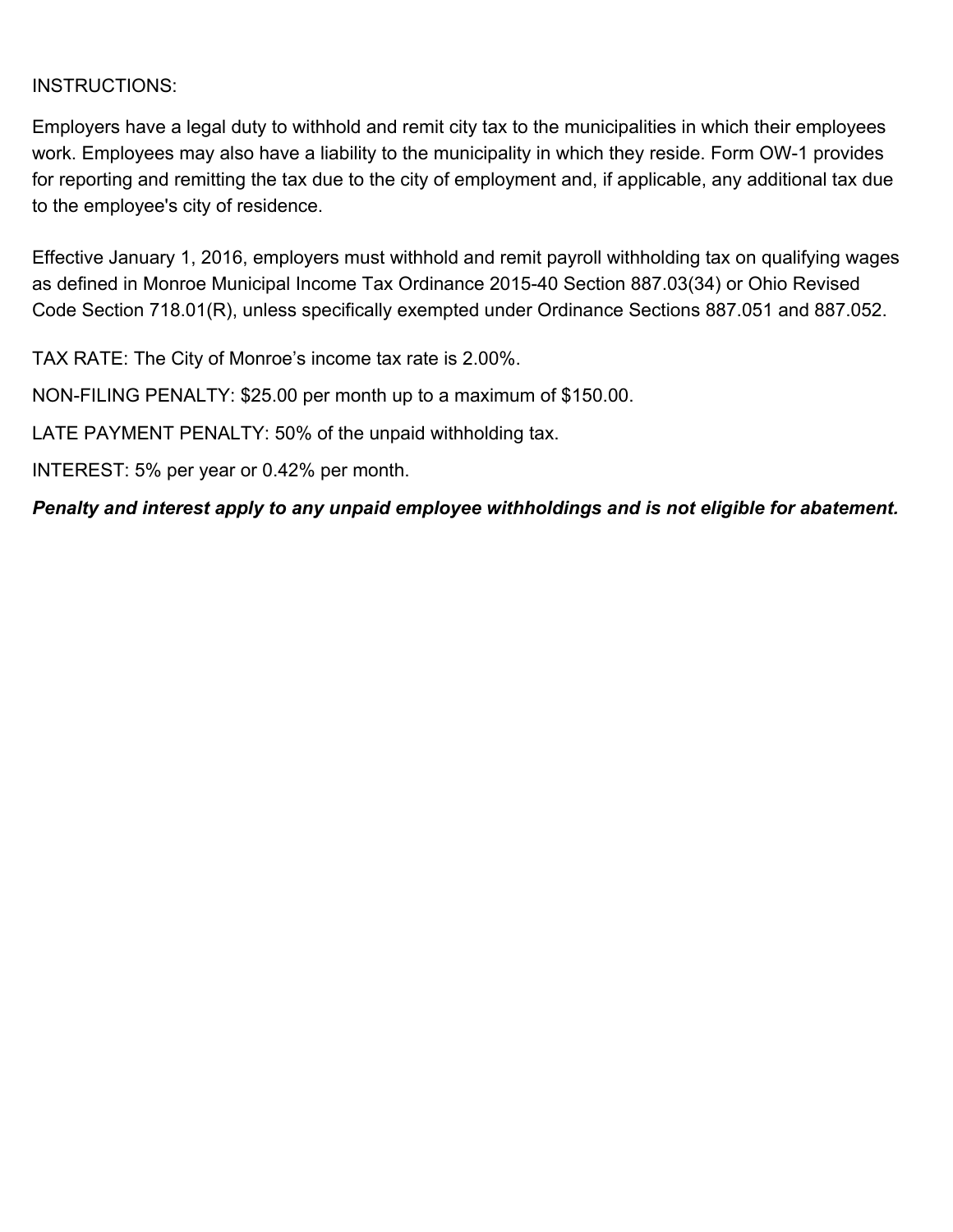INSTRUCTIONS:

Employers have a legal duty to withhold and remit city tax to the municipalities in which their employees work. Employees may also have a liability to the municipality in which they reside. Form OW-1 provides for reporting and remitting the tax due to the city of employment and, if applicable, any additional tax due to the employee's city of residence.

Effective January 1, 2016, employers must withhold and remit payroll withholding tax on qualifying wages as defined in Monroe Municipal Income Tax Ordinance 2015-40 Section 887.03(34) or Ohio Revised Code Section 718.01(R), unless specifically exempted under Ordinance Sections 887.051 and 887.052.

TAX RATE: The City of Monroe's income tax rate is 2.00%.

NON-FILING PENALTY: $25.00 per month up to a maximum of $150.00.

LATE PAYMENT PENALTY: 50% of the unpaid withholding tax.

INTEREST: 5% per year or 0.42% per month.

***Penalty and interest apply to any unpaid employee withholdings and is not eligible for abatement.***